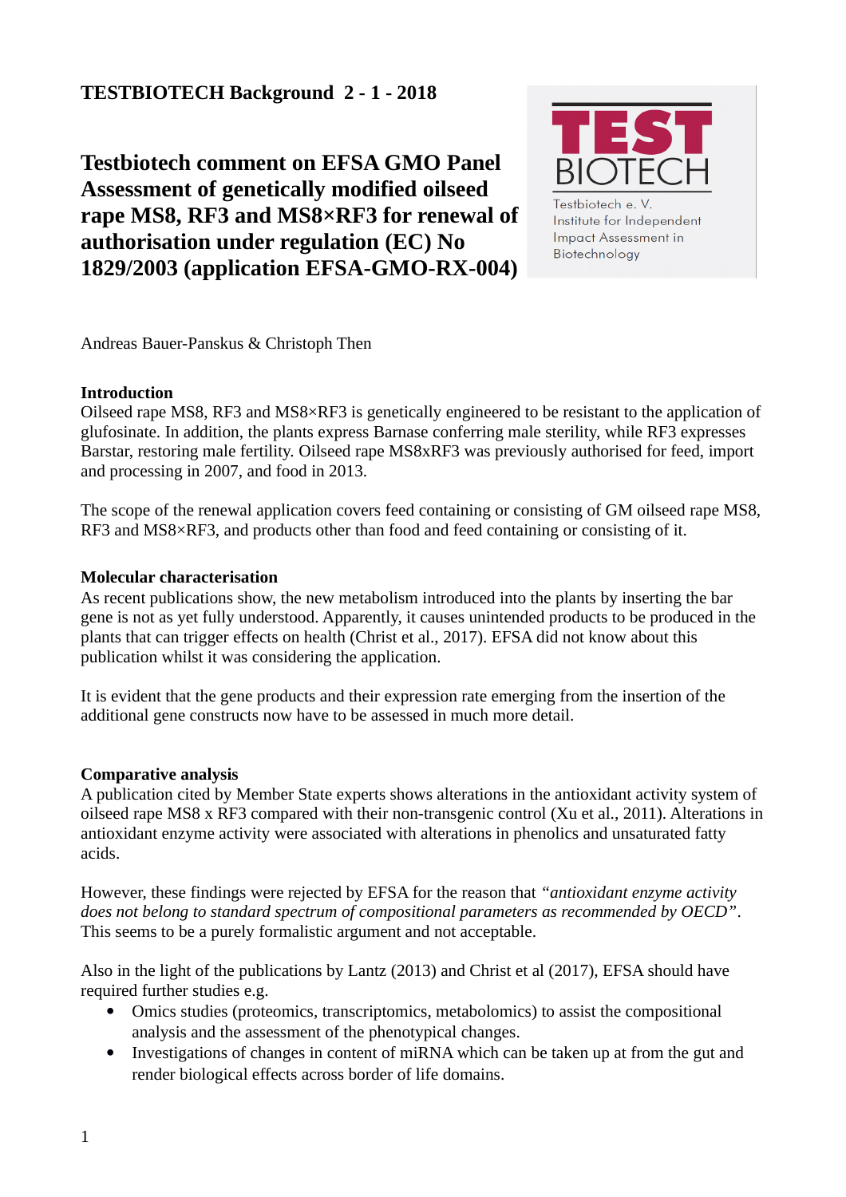**TESTBIOTECH Background 2 - 1 - 2018**

# Testbiotech comment on EFSA GMO Panel Assessment of genetically modified oilseed rape MS8, RF3 and MS8×RF3 for renewal of authorisation under regulation (EC) No 1829/2003 (application EFSA-GMO-RX-004)

TEST BIOTECH

Testbiotech e. V.
Institute for Independent
Impact Assessment in
Biotechnology

Andreas Bauer-Panskus & Christoph Then

**Introduction**

Oilseed rape MS8, RF3 and MS8×RF3 is genetically engineered to be resistant to the application of glufosinate. In addition, the plants express Barnase conferring male sterility, while RF3 expresses Barstar, restoring male fertility. Oilseed rape MS8xRF3 was previously authorised for feed, import and processing in 2007, and food in 2013.

The scope of the renewal application covers feed containing or consisting of GM oilseed rape MS8, RF3 and MS8×RF3, and products other than food and feed containing or consisting of it.

**Molecular characterisation**

As recent publications show, the new metabolism introduced into the plants by inserting the bar gene is not as yet fully understood. Apparently, it causes unintended products to be produced in the plants that can trigger effects on health (Christ et al., 2017). EFSA did not know about this publication whilst it was considering the application.

It is evident that the gene products and their expression rate emerging from the insertion of the additional gene constructs now have to be assessed in much more detail.

**Comparative analysis**

A publication cited by Member State experts shows alterations in the antioxidant activity system of oilseed rape MS8 x RF3 compared with their non-transgenic control (Xu et al., 2011). Alterations in antioxidant enzyme activity were associated with alterations in phenolics and unsaturated fatty acids.

However, these findings were rejected by EFSA for the reason that *"antioxidant enzyme activity does not belong to standard spectrum of compositional parameters as recommended by OECD"*. This seems to be a purely formalistic argument and not acceptable.

Also in the light of the publications by Lantz (2013) and Christ et al (2017), EFSA should have required further studies e.g.

- Omics studies (proteomics, transcriptomics, metabolomics) to assist the compositional analysis and the assessment of the phenotypical changes.
- Investigations of changes in content of miRNA which can be taken up at from the gut and render biological effects across border of life domains.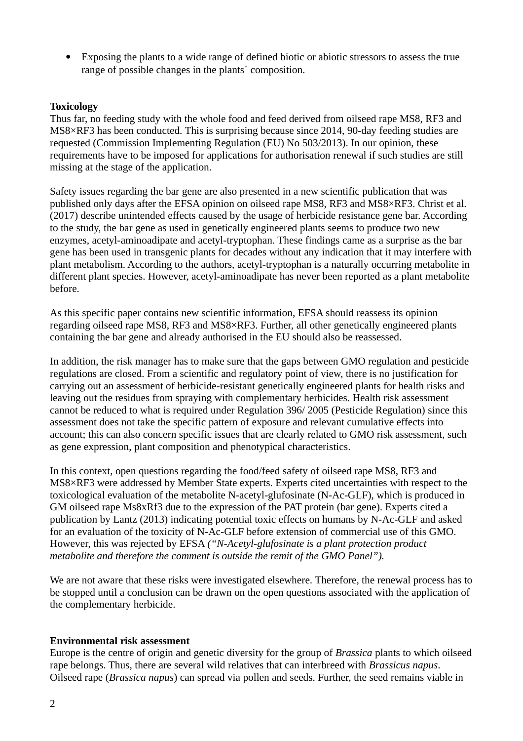- Exposing the plants to a wide range of defined biotic or abiotic stressors to assess the true range of possible changes in the plants´ composition.

**Toxicology**

Thus far, no feeding study with the whole food and feed derived from oilseed rape MS8, RF3 and MS8×RF3 has been conducted. This is surprising because since 2014, 90-day feeding studies are requested (Commission Implementing Regulation (EU) No 503/2013). In our opinion, these requirements have to be imposed for applications for authorisation renewal if such studies are still missing at the stage of the application.

Safety issues regarding the bar gene are also presented in a new scientific publication that was published only days after the EFSA opinion on oilseed rape MS8, RF3 and MS8×RF3. Christ et al. (2017) describe unintended effects caused by the usage of herbicide resistance gene bar. According to the study, the bar gene as used in genetically engineered plants seems to produce two new enzymes, acetyl-aminoadipate and acetyl-tryptophan. These findings came as a surprise as the bar gene has been used in transgenic plants for decades without any indication that it may interfere with plant metabolism. According to the authors, acetyl-tryptophan is a naturally occurring metabolite in different plant species. However, acetyl-aminoadipate has never been reported as a plant metabolite before.

As this specific paper contains new scientific information, EFSA should reassess its opinion regarding oilseed rape MS8, RF3 and MS8×RF3. Further, all other genetically engineered plants containing the bar gene and already authorised in the EU should also be reassessed.

In addition, the risk manager has to make sure that the gaps between GMO regulation and pesticide regulations are closed. From a scientific and regulatory point of view, there is no justification for carrying out an assessment of herbicide-resistant genetically engineered plants for health risks and leaving out the residues from spraying with complementary herbicides. Health risk assessment cannot be reduced to what is required under Regulation 396/ 2005 (Pesticide Regulation) since this assessment does not take the specific pattern of exposure and relevant cumulative effects into account; this can also concern specific issues that are clearly related to GMO risk assessment, such as gene expression, plant composition and phenotypical characteristics.

In this context, open questions regarding the food/feed safety of oilseed rape MS8, RF3 and MS8×RF3 were addressed by Member State experts. Experts cited uncertainties with respect to the toxicological evaluation of the metabolite N-acetyl-glufosinate (N-Ac-GLF), which is produced in GM oilseed rape Ms8xRf3 due to the expression of the PAT protein (bar gene). Experts cited a publication by Lantz (2013) indicating potential toxic effects on humans by N-Ac-GLF and asked for an evaluation of the toxicity of N-Ac-GLF before extension of commercial use of this GMO. However, this was rejected by EFSA *("N-Acetyl-glufosinate is a plant protection product metabolite and therefore the comment is outside the remit of the GMO Panel").*

We are not aware that these risks were investigated elsewhere. Therefore, the renewal process has to be stopped until a conclusion can be drawn on the open questions associated with the application of the complementary herbicide.

**Environmental risk assessment**

Europe is the centre of origin and genetic diversity for the group of *Brassica* plants to which oilseed rape belongs. Thus, there are several wild relatives that can interbreed with *Brassicus napus*. Oilseed rape (*Brassica napus*) can spread via pollen and seeds. Further, the seed remains viable in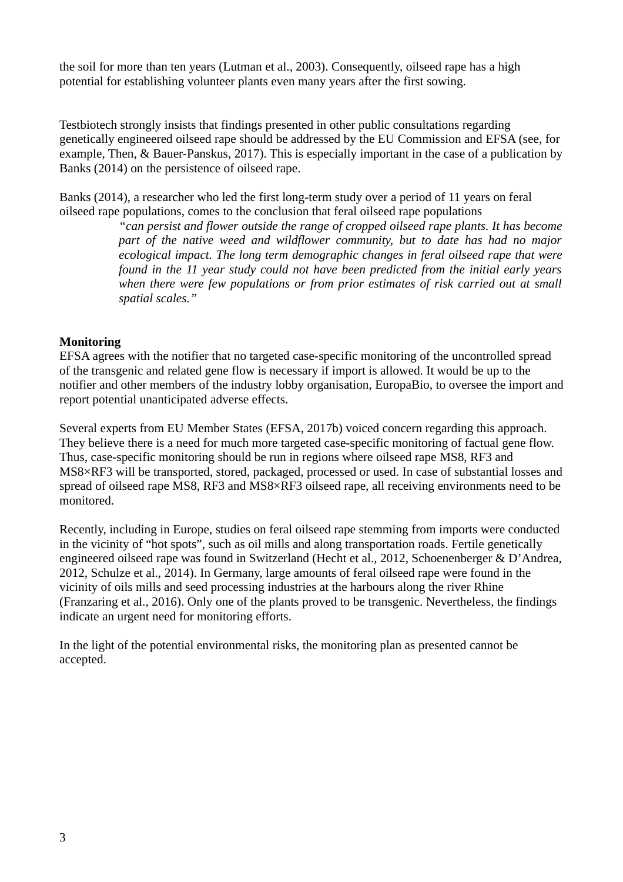the soil for more than ten years (Lutman et al., 2003). Consequently, oilseed rape has a high potential for establishing volunteer plants even many years after the first sowing.

Testbiotech strongly insists that findings presented in other public consultations regarding genetically engineered oilseed rape should be addressed by the EU Commission and EFSA (see, for example, Then, & Bauer-Panskus, 2017). This is especially important in the case of a publication by Banks (2014) on the persistence of oilseed rape.

Banks (2014), a researcher who led the first long-term study over a period of 11 years on feral oilseed rape populations, comes to the conclusion that feral oilseed rape populations

> *"can persist and flower outside the range of cropped oilseed rape plants. It has become part of the native weed and wildflower community, but to date has had no major ecological impact. The long term demographic changes in feral oilseed rape that were found in the 11 year study could not have been predicted from the initial early years when there were few populations or from prior estimates of risk carried out at small spatial scales."*

**Monitoring**

EFSA agrees with the notifier that no targeted case-specific monitoring of the uncontrolled spread of the transgenic and related gene flow is necessary if import is allowed. It would be up to the notifier and other members of the industry lobby organisation, EuropaBio, to oversee the import and report potential unanticipated adverse effects.

Several experts from EU Member States (EFSA, 2017b) voiced concern regarding this approach. They believe there is a need for much more targeted case-specific monitoring of factual gene flow. Thus, case-specific monitoring should be run in regions where oilseed rape MS8, RF3 and MS8×RF3 will be transported, stored, packaged, processed or used. In case of substantial losses and spread of oilseed rape MS8, RF3 and MS8×RF3 oilseed rape, all receiving environments need to be monitored.

Recently, including in Europe, studies on feral oilseed rape stemming from imports were conducted in the vicinity of "hot spots", such as oil mills and along transportation roads. Fertile genetically engineered oilseed rape was found in Switzerland (Hecht et al., 2012, Schoenenberger & D'Andrea, 2012, Schulze et al., 2014). In Germany, large amounts of feral oilseed rape were found in the vicinity of oils mills and seed processing industries at the harbours along the river Rhine (Franzaring et al., 2016). Only one of the plants proved to be transgenic. Nevertheless, the findings indicate an urgent need for monitoring efforts.

In the light of the potential environmental risks, the monitoring plan as presented cannot be accepted.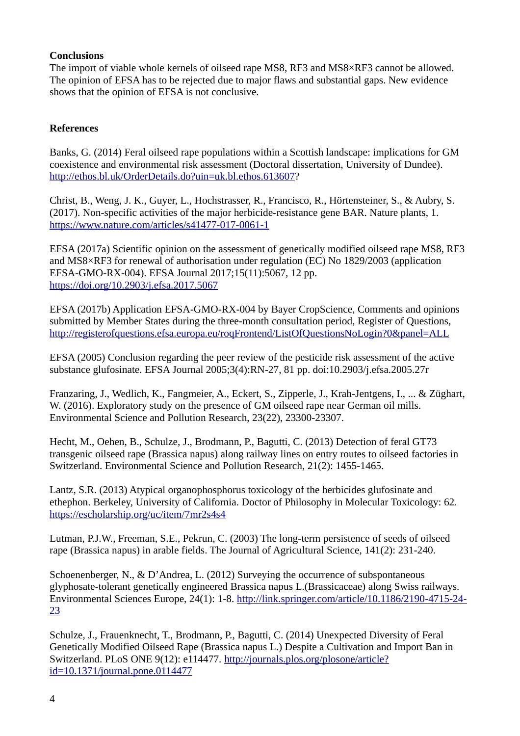## Conclusions

The import of viable whole kernels of oilseed rape MS8, RF3 and MS8×RF3 cannot be allowed. The opinion of EFSA has to be rejected due to major flaws and substantial gaps. New evidence shows that the opinion of EFSA is not conclusive.

## References

Banks, G. (2014) Feral oilseed rape populations within a Scottish landscape: implications for GM coexistence and environmental risk assessment (Doctoral dissertation, University of Dundee). http://ethos.bl.uk/OrderDetails.do?uin=uk.bl.ethos.613607?

Christ, B., Weng, J. K., Guyer, L., Hochstrasser, R., Francisco, R., Hörtensteiner, S., & Aubry, S. (2017). Non-specific activities of the major herbicide-resistance gene BAR. Nature plants, 1. https://www.nature.com/articles/s41477-017-0061-1

EFSA (2017a) Scientific opinion on the assessment of genetically modified oilseed rape MS8, RF3 and MS8×RF3 for renewal of authorisation under regulation (EC) No 1829/2003 (application EFSA-GMO-RX-004). EFSA Journal 2017;15(11):5067, 12 pp. https://doi.org/10.2903/j.efsa.2017.5067

EFSA (2017b) Application EFSA-GMO-RX-004 by Bayer CropScience, Comments and opinions submitted by Member States during the three-month consultation period, Register of Questions, http://registerofquestions.efsa.europa.eu/roqFrontend/ListOfQuestionsNoLogin?0&panel=ALL

EFSA (2005) Conclusion regarding the peer review of the pesticide risk assessment of the active substance glufosinate. EFSA Journal 2005;3(4):RN-27, 81 pp. doi:10.2903/j.efsa.2005.27r

Franzaring, J., Wedlich, K., Fangmeier, A., Eckert, S., Zipperle, J., Krah-Jentgens, I., ... & Züghart, W. (2016). Exploratory study on the presence of GM oilseed rape near German oil mills. Environmental Science and Pollution Research, 23(22), 23300-23307.

Hecht, M., Oehen, B., Schulze, J., Brodmann, P., Bagutti, C. (2013) Detection of feral GT73 transgenic oilseed rape (Brassica napus) along railway lines on entry routes to oilseed factories in Switzerland. Environmental Science and Pollution Research, 21(2): 1455-1465.

Lantz, S.R. (2013) Atypical organophosphorus toxicology of the herbicides glufosinate and ethephon. Berkeley, University of California. Doctor of Philosophy in Molecular Toxicology: 62. https://escholarship.org/uc/item/7mr2s4s4

Lutman, P.J.W., Freeman, S.E., Pekrun, C. (2003) The long-term persistence of seeds of oilseed rape (Brassica napus) in arable fields. The Journal of Agricultural Science, 141(2): 231-240.

Schoenenberger, N., & D'Andrea, L. (2012) Surveying the occurrence of subspontaneous glyphosate-tolerant genetically engineered Brassica napus L.(Brassicaceae) along Swiss railways. Environmental Sciences Europe, 24(1): 1-8. http://link.springer.com/article/10.1186/2190-4715-24-23

Schulze, J., Frauenknecht, T., Brodmann, P., Bagutti, C. (2014) Unexpected Diversity of Feral Genetically Modified Oilseed Rape (Brassica napus L.) Despite a Cultivation and Import Ban in Switzerland. PLoS ONE 9(12): e114477. http://journals.plos.org/plosone/article?id=10.1371/journal.pone.0114477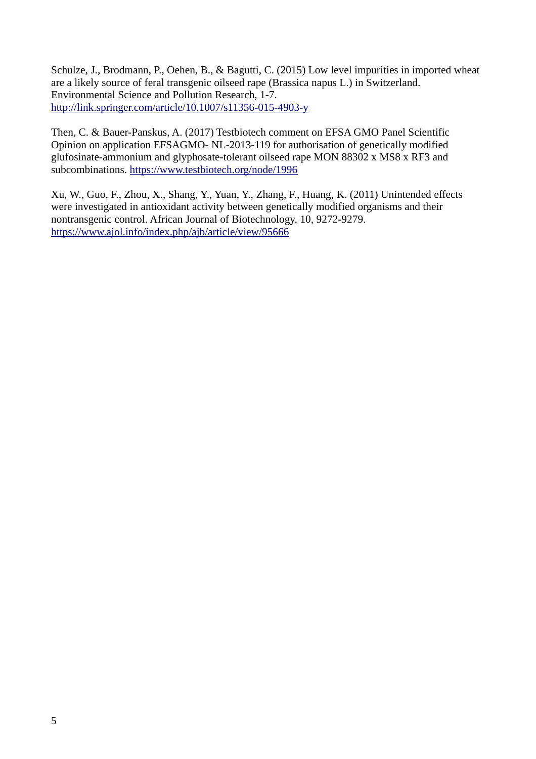Schulze, J., Brodmann, P., Oehen, B., & Bagutti, C. (2015) Low level impurities in imported wheat are a likely source of feral transgenic oilseed rape (Brassica napus L.) in Switzerland. Environmental Science and Pollution Research, 1-7. http://link.springer.com/article/10.1007/s11356-015-4903-y

Then, C. & Bauer-Panskus, A. (2017) Testbiotech comment on EFSA GMO Panel Scientific Opinion on application EFSAGMO- NL-2013-119 for authorisation of genetically modified glufosinate-ammonium and glyphosate-tolerant oilseed rape MON 88302 x MS8 x RF3 and subcombinations. https://www.testbiotech.org/node/1996

Xu, W., Guo, F., Zhou, X., Shang, Y., Yuan, Y., Zhang, F., Huang, K. (2011) Unintended effects were investigated in antioxidant activity between genetically modified organisms and their nontransgenic control. African Journal of Biotechnology, 10, 9272-9279. https://www.ajol.info/index.php/ajb/article/view/95666